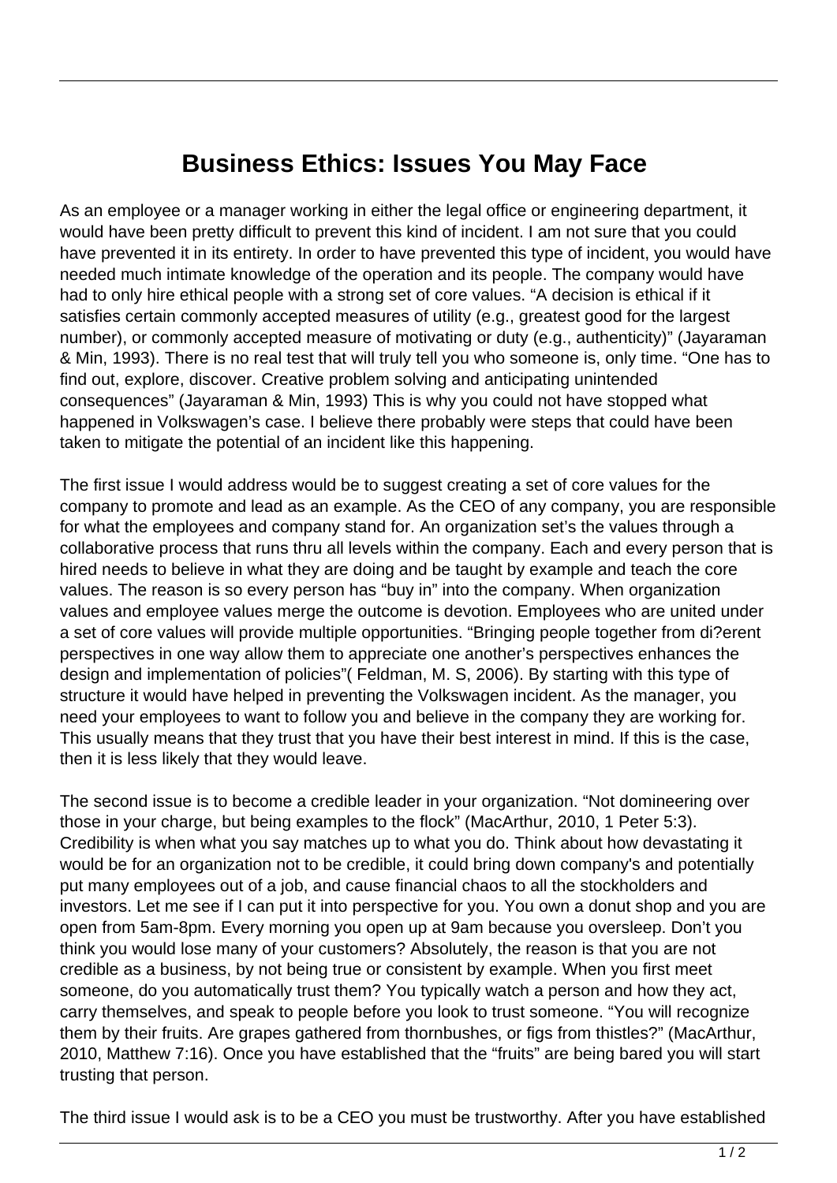# Business Ethics: Issues You May Face

As an employee or a manager working in either the legal office or engineering department, it would have been pretty difficult to prevent this kind of incident. I am not sure that you could have prevented it in its entirety. In order to have prevented this type of incident, you would have needed much intimate knowledge of the operation and its people. The company would have had to only hire ethical people with a strong set of core values. “A decision is ethical if it satisfies certain commonly accepted measures of utility (e.g., greatest good for the largest number), or commonly accepted measure of motivating or duty (e.g., authenticity)” (Jayaraman & Min, 1993). There is no real test that will truly tell you who someone is, only time. “One has to find out, explore, discover. Creative problem solving and anticipating unintended consequences” (Jayaraman & Min, 1993) This is why you could not have stopped what happened in Volkswagen’s case. I believe there probably were steps that could have been taken to mitigate the potential of an incident like this happening.

The first issue I would address would be to suggest creating a set of core values for the company to promote and lead as an example. As the CEO of any company, you are responsible for what the employees and company stand for. An organization set’s the values through a collaborative process that runs thru all levels within the company. Each and every person that is hired needs to believe in what they are doing and be taught by example and teach the core values. The reason is so every person has “buy in” into the company. When organization values and employee values merge the outcome is devotion. Employees who are united under a set of core values will provide multiple opportunities. “Bringing people together from di?erent perspectives in one way allow them to appreciate one another’s perspectives enhances the design and implementation of policies”( Feldman, M. S, 2006). By starting with this type of structure it would have helped in preventing the Volkswagen incident. As the manager, you need your employees to want to follow you and believe in the company they are working for. This usually means that they trust that you have their best interest in mind. If this is the case, then it is less likely that they would leave.

The second issue is to become a credible leader in your organization. “Not domineering over those in your charge, but being examples to the flock” (MacArthur, 2010, 1 Peter 5:3). Credibility is when what you say matches up to what you do. Think about how devastating it would be for an organization not to be credible, it could bring down company's and potentially put many employees out of a job, and cause financial chaos to all the stockholders and investors. Let me see if I can put it into perspective for you. You own a donut shop and you are open from 5am-8pm. Every morning you open up at 9am because you oversleep. Don’t you think you would lose many of your customers? Absolutely, the reason is that you are not credible as a business, by not being true or consistent by example. When you first meet someone, do you automatically trust them? You typically watch a person and how they act, carry themselves, and speak to people before you look to trust someone. “You will recognize them by their fruits. Are grapes gathered from thornbushes, or figs from thistles?” (MacArthur, 2010, Matthew 7:16). Once you have established that the “fruits” are being bared you will start trusting that person.

The third issue I would ask is to be a CEO you must be trustworthy. After you have established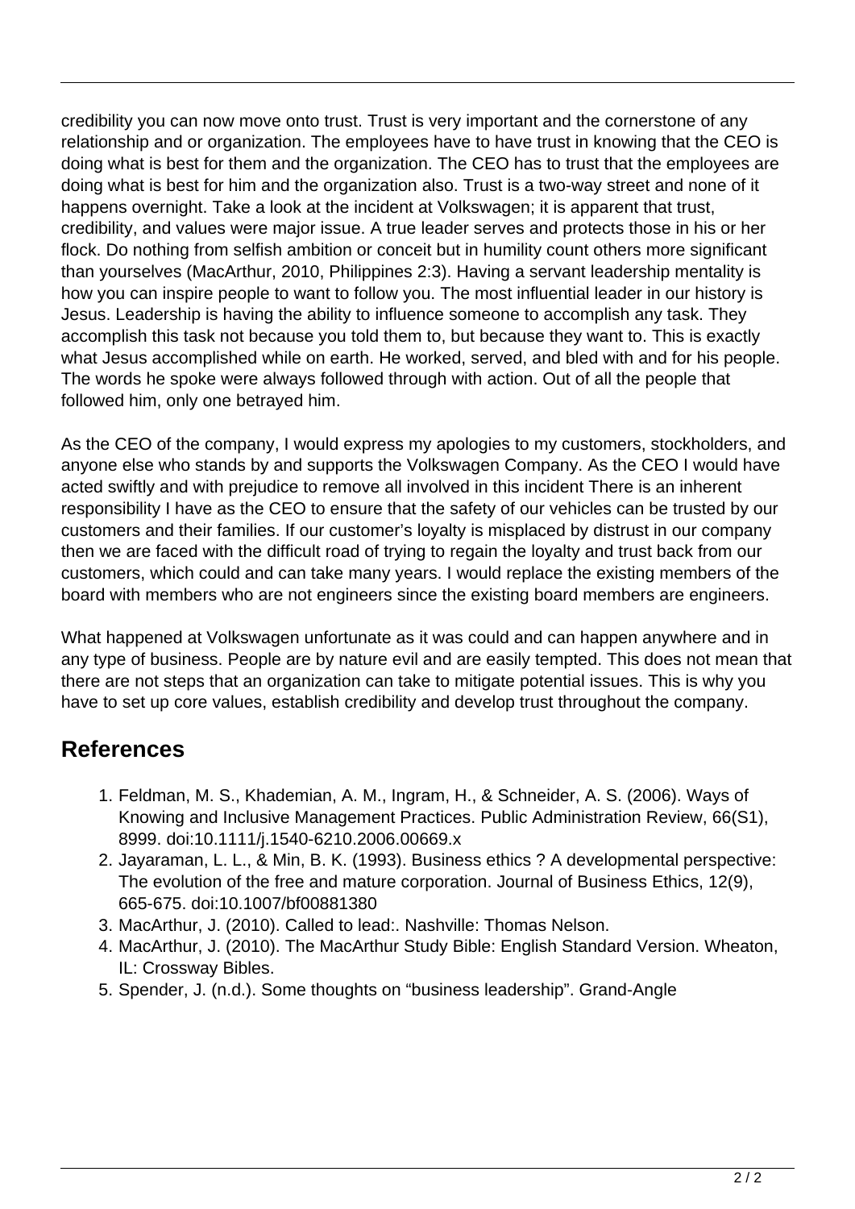credibility you can now move onto trust. Trust is very important and the cornerstone of any relationship and or organization. The employees have to have trust in knowing that the CEO is doing what is best for them and the organization. The CEO has to trust that the employees are doing what is best for him and the organization also. Trust is a two-way street and none of it happens overnight. Take a look at the incident at Volkswagen; it is apparent that trust, credibility, and values were major issue. A true leader serves and protects those in his or her flock. Do nothing from selfish ambition or conceit but in humility count others more significant than yourselves (MacArthur, 2010, Philippines 2:3). Having a servant leadership mentality is how you can inspire people to want to follow you. The most influential leader in our history is Jesus. Leadership is having the ability to influence someone to accomplish any task. They accomplish this task not because you told them to, but because they want to. This is exactly what Jesus accomplished while on earth. He worked, served, and bled with and for his people. The words he spoke were always followed through with action. Out of all the people that followed him, only one betrayed him.

As the CEO of the company, I would express my apologies to my customers, stockholders, and anyone else who stands by and supports the Volkswagen Company. As the CEO I would have acted swiftly and with prejudice to remove all involved in this incident There is an inherent responsibility I have as the CEO to ensure that the safety of our vehicles can be trusted by our customers and their families. If our customer's loyalty is misplaced by distrust in our company then we are faced with the difficult road of trying to regain the loyalty and trust back from our customers, which could and can take many years. I would replace the existing members of the board with members who are not engineers since the existing board members are engineers.

What happened at Volkswagen unfortunate as it was could and can happen anywhere and in any type of business. People are by nature evil and are easily tempted. This does not mean that there are not steps that an organization can take to mitigate potential issues. This is why you have to set up core values, establish credibility and develop trust throughout the company.

## References

1. Feldman, M. S., Khademian, A. M., Ingram, H., & Schneider, A. S. (2006). Ways of Knowing and Inclusive Management Practices. Public Administration Review, 66(S1), 8999. doi:10.1111/j.1540-6210.2006.00669.x
2. Jayaraman, L. L., & Min, B. K. (1993). Business ethics ? A developmental perspective: The evolution of the free and mature corporation. Journal of Business Ethics, 12(9), 665-675. doi:10.1007/bf00881380
3. MacArthur, J. (2010). Called to lead:. Nashville: Thomas Nelson.
4. MacArthur, J. (2010). The MacArthur Study Bible: English Standard Version. Wheaton, IL: Crossway Bibles.
5. Spender, J. (n.d.). Some thoughts on "business leadership". Grand-Angle